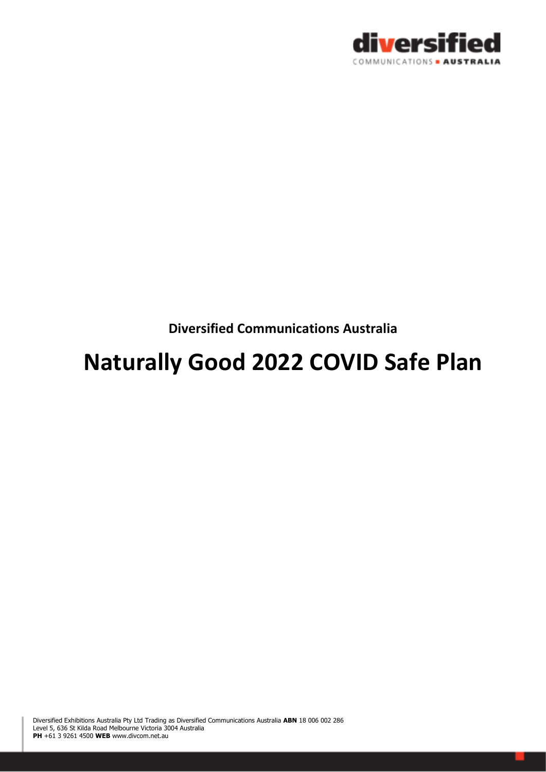**Diversified Communications Australia**

# Naturally Good 2022 COVID Safe Plan

Diversified Exhibitions Australia Pty Ltd Trading as Diversified Communications Australia **ABN** 18 006 002 286
Level 5, 636 St Kilda Road Melbourne Victoria 3004 Australia
**PH** +61 3 9261 4500 **WEB** www.divcom.net.au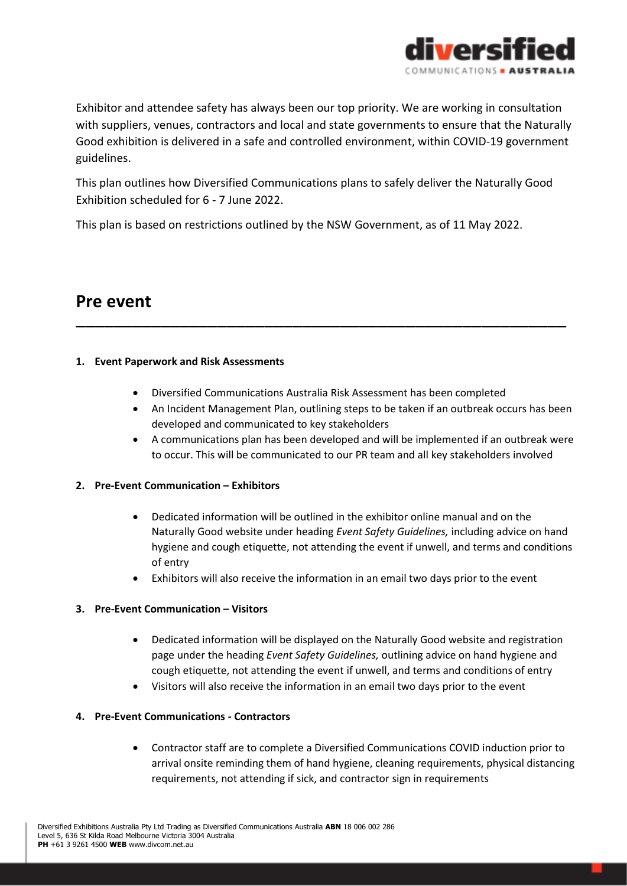Exhibitor and attendee safety has always been our top priority. We are working in consultation with suppliers, venues, contractors and local and state governments to ensure that the Naturally Good exhibition is delivered in a safe and controlled environment, within COVID-19 government guidelines.

This plan outlines how Diversified Communications plans to safely deliver the Naturally Good Exhibition scheduled for 6 - 7 June 2022.

This plan is based on restrictions outlined by the NSW Government, as of 11 May 2022.

# Pre event

**1. Event Paperwork and Risk Assessments**

- Diversified Communications Australia Risk Assessment has been completed
- An Incident Management Plan, outlining steps to be taken if an outbreak occurs has been developed and communicated to key stakeholders
- A communications plan has been developed and will be implemented if an outbreak were to occur. This will be communicated to our PR team and all key stakeholders involved

**2. Pre-Event Communication – Exhibitors**

- Dedicated information will be outlined in the exhibitor online manual and on the Naturally Good website under heading *Event Safety Guidelines,* including advice on hand hygiene and cough etiquette, not attending the event if unwell, and terms and conditions of entry
- Exhibitors will also receive the information in an email two days prior to the event

**3. Pre-Event Communication – Visitors**

- Dedicated information will be displayed on the Naturally Good website and registration page under the heading *Event Safety Guidelines,* outlining advice on hand hygiene and cough etiquette, not attending the event if unwell, and terms and conditions of entry
- Visitors will also receive the information in an email two days prior to the event

**4. Pre-Event Communications - Contractors**

- Contractor staff are to complete a Diversified Communications COVID induction prior to arrival onsite reminding them of hand hygiene, cleaning requirements, physical distancing requirements, not attending if sick, and contractor sign in requirements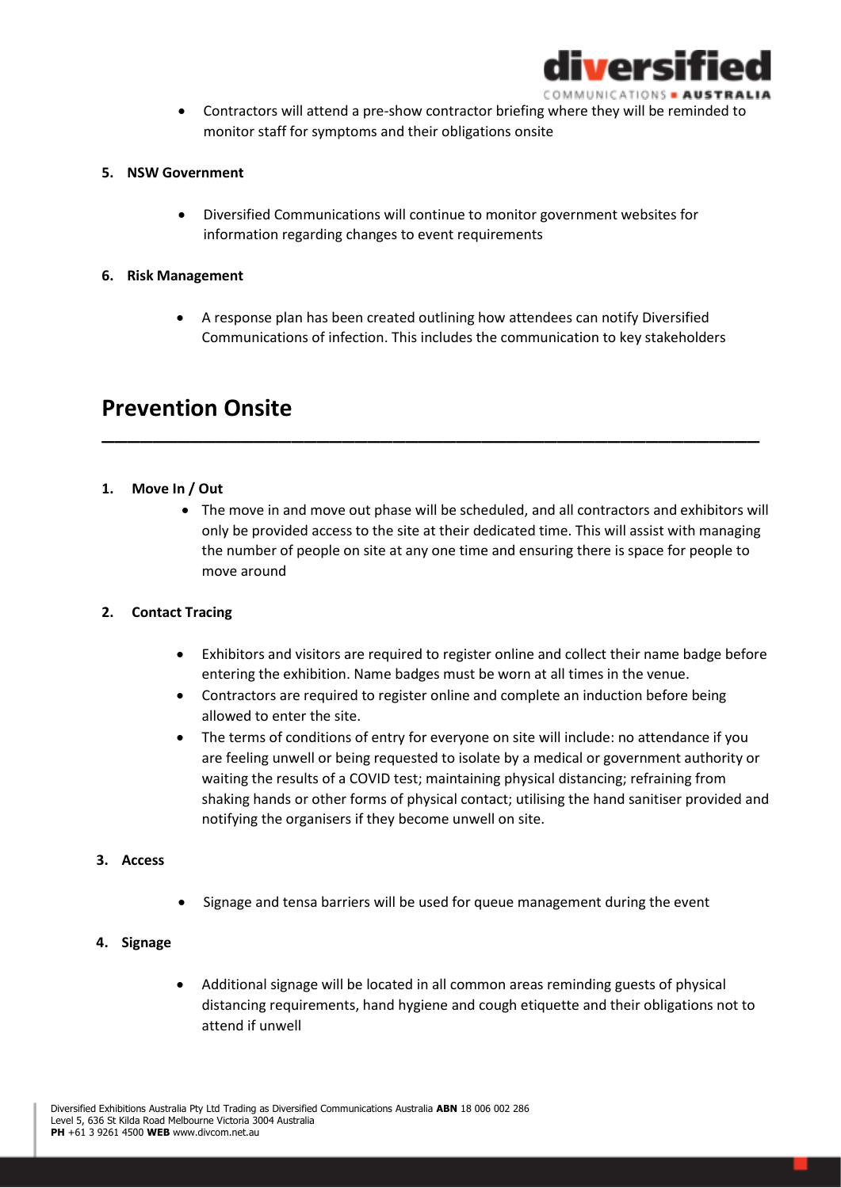- Contractors will attend a pre-show contractor briefing where they will be reminded to monitor staff for symptoms and their obligations onsite

**5. NSW Government**

- Diversified Communications will continue to monitor government websites for information regarding changes to event requirements

**6. Risk Management**

- A response plan has been created outlining how attendees can notify Diversified Communications of infection. This includes the communication to key stakeholders

## Prevention Onsite

**1. Move In / Out**

- The move in and move out phase will be scheduled, and all contractors and exhibitors will only be provided access to the site at their dedicated time. This will assist with managing the number of people on site at any one time and ensuring there is space for people to move around

**2. Contact Tracing**

- Exhibitors and visitors are required to register online and collect their name badge before entering the exhibition. Name badges must be worn at all times in the venue.
- Contractors are required to register online and complete an induction before being allowed to enter the site.
- The terms of conditions of entry for everyone on site will include: no attendance if you are feeling unwell or being requested to isolate by a medical or government authority or waiting the results of a COVID test; maintaining physical distancing; refraining from shaking hands or other forms of physical contact; utilising the hand sanitiser provided and notifying the organisers if they become unwell on site.

**3. Access**

- Signage and tensa barriers will be used for queue management during the event

**4. Signage**

- Additional signage will be located in all common areas reminding guests of physical distancing requirements, hand hygiene and cough etiquette and their obligations not to attend if unwell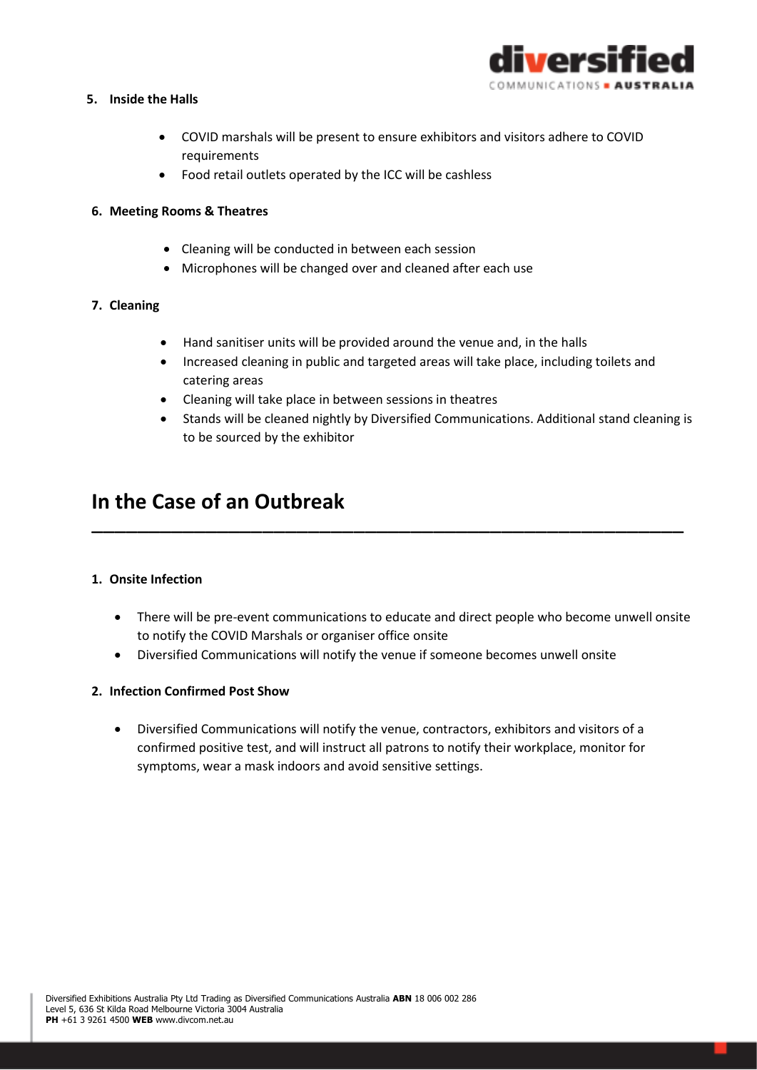5. **Inside the Halls**

- COVID marshals will be present to ensure exhibitors and visitors adhere to COVID requirements
- Food retail outlets operated by the ICC will be cashless

6. **Meeting Rooms & Theatres**

- Cleaning will be conducted in between each session
- Microphones will be changed over and cleaned after each use

7. **Cleaning**

- Hand sanitiser units will be provided around the venue and, in the halls
- Increased cleaning in public and targeted areas will take place, including toilets and catering areas
- Cleaning will take place in between sessions in theatres
- Stands will be cleaned nightly by Diversified Communications. Additional stand cleaning is to be sourced by the exhibitor

# In the Case of an Outbreak

1. **Onsite Infection**

- There will be pre-event communications to educate and direct people who become unwell onsite to notify the COVID Marshals or organiser office onsite
- Diversified Communications will notify the venue if someone becomes unwell onsite

2. **Infection Confirmed Post Show**

- Diversified Communications will notify the venue, contractors, exhibitors and visitors of a confirmed positive test, and will instruct all patrons to notify their workplace, monitor for symptoms, wear a mask indoors and avoid sensitive settings.